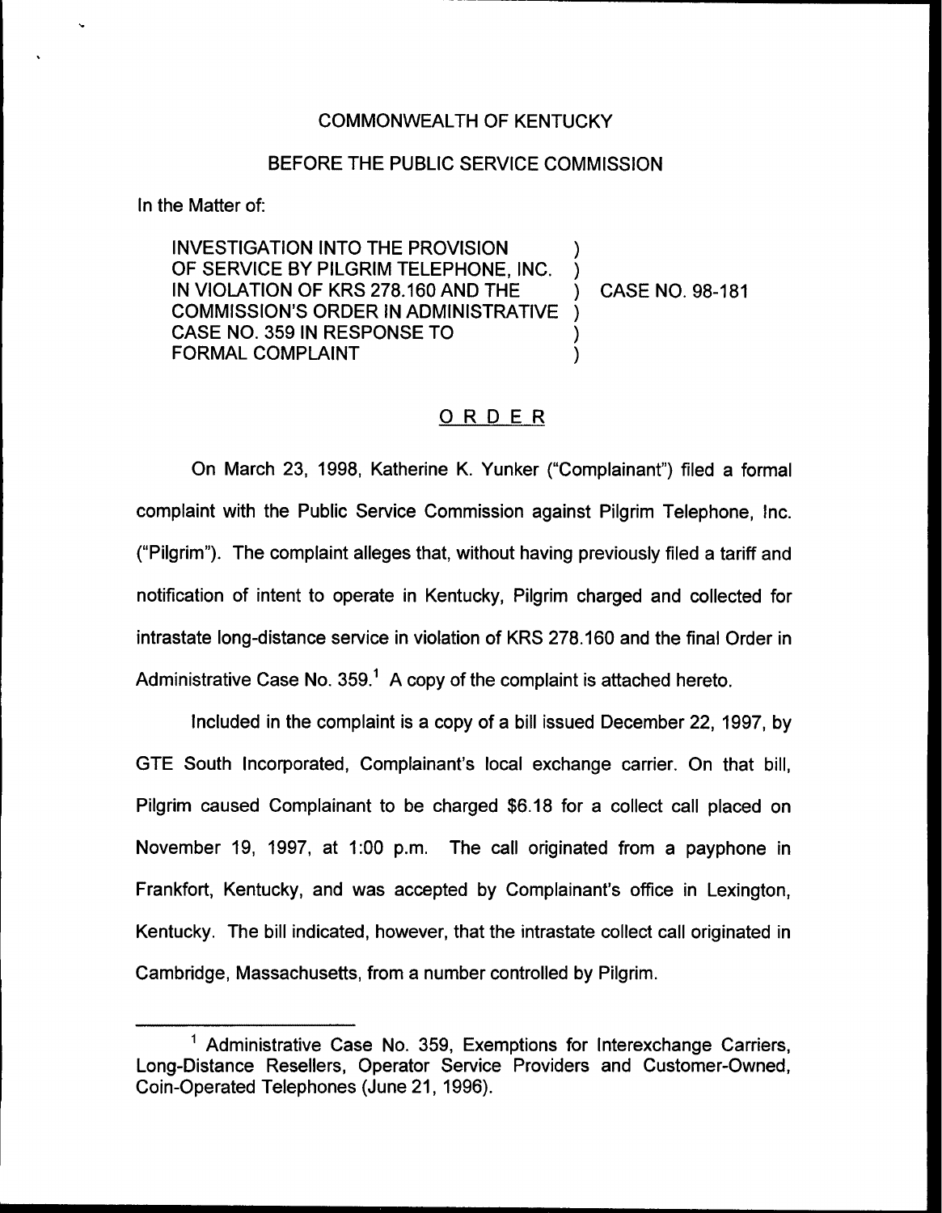COMMONWEALTH OF KENTUCKY

BEFORE THE PUBLIC SERVICE COMMISSION

In the Matter of:

| | | |
|---|---|---|
| INVESTIGATION INTO THE PROVISION OF SERVICE BY PILGRIM TELEPHONE, INC. IN VIOLATION OF KRS 278.160 AND THE COMMISSION'S ORDER IN ADMINISTRATIVE CASE NO. 359 IN RESPONSE TO FORMAL COMPLAINT | ) | CASE NO. 98-181 |

# ORDER

On March 23, 1998, Katherine K. Yunker ("Complainant") filed a formal complaint with the Public Service Commission against Pilgrim Telephone, Inc. ("Pilgrim"). The complaint alleges that, without having previously filed a tariff and notification of intent to operate in Kentucky, Pilgrim charged and collected for intrastate long-distance service in violation of KRS 278.160 and the final Order in Administrative Case No. 359.[1] A copy of the complaint is attached hereto.

Included in the complaint is a copy of a bill issued December 22, 1997, by GTE South Incorporated, Complainant's local exchange carrier. On that bill, Pilgrim caused Complainant to be charged $6.18 for a collect call placed on November 19, 1997, at 1:00 p.m. The call originated from a payphone in Frankfort, Kentucky, and was accepted by Complainant's office in Lexington, Kentucky. The bill indicated, however, that the intrastate collect call originated in Cambridge, Massachusetts, from a number controlled by Pilgrim.

[1] Administrative Case No. 359, Exemptions for Interexchange Carriers, Long-Distance Resellers, Operator Service Providers and Customer-Owned, Coin-Operated Telephones (June 21, 1996).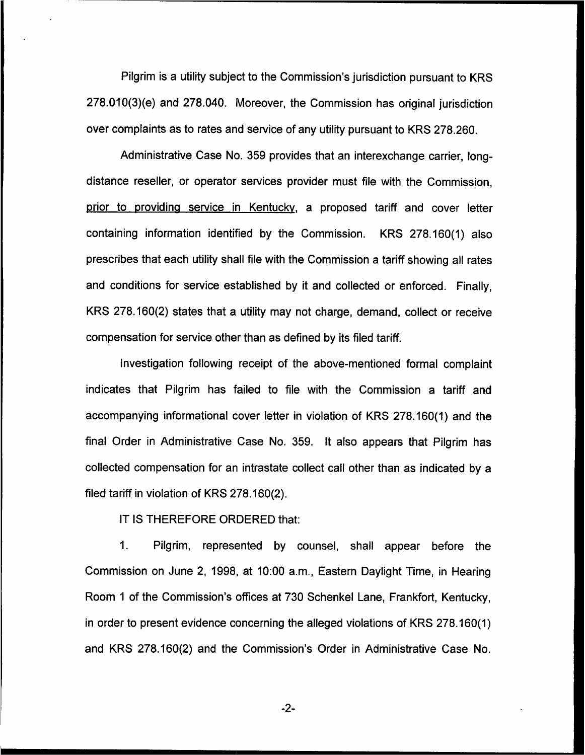Pilgrim is a utility subject to the Commission's jurisdiction pursuant to KRS 278.010(3)(e) and 278.040. Moreover, the Commission has original jurisdiction over complaints as to rates and service of any utility pursuant to KRS 278.260.

Administrative Case No. 359 provides that an interexchange carrier, long-distance reseller, or operator services provider must file with the Commission, prior to providing service in Kentucky, a proposed tariff and cover letter containing information identified by the Commission. KRS 278.160(1) also prescribes that each utility shall file with the Commission a tariff showing all rates and conditions for service established by it and collected or enforced. Finally, KRS 278.160(2) states that a utility may not charge, demand, collect or receive compensation for service other than as defined by its filed tariff.

Investigation following receipt of the above-mentioned formal complaint indicates that Pilgrim has failed to file with the Commission a tariff and accompanying informational cover letter in violation of KRS 278.160(1) and the final Order in Administrative Case No. 359. It also appears that Pilgrim has collected compensation for an intrastate collect call other than as indicated by a filed tariff in violation of KRS 278.160(2).

IT IS THEREFORE ORDERED that:

1. Pilgrim, represented by counsel, shall appear before the Commission on June 2, 1998, at 10:00 a.m., Eastern Daylight Time, in Hearing Room 1 of the Commission's offices at 730 Schenkel Lane, Frankfort, Kentucky, in order to present evidence concerning the alleged violations of KRS 278.160(1) and KRS 278.160(2) and the Commission's Order in Administrative Case No.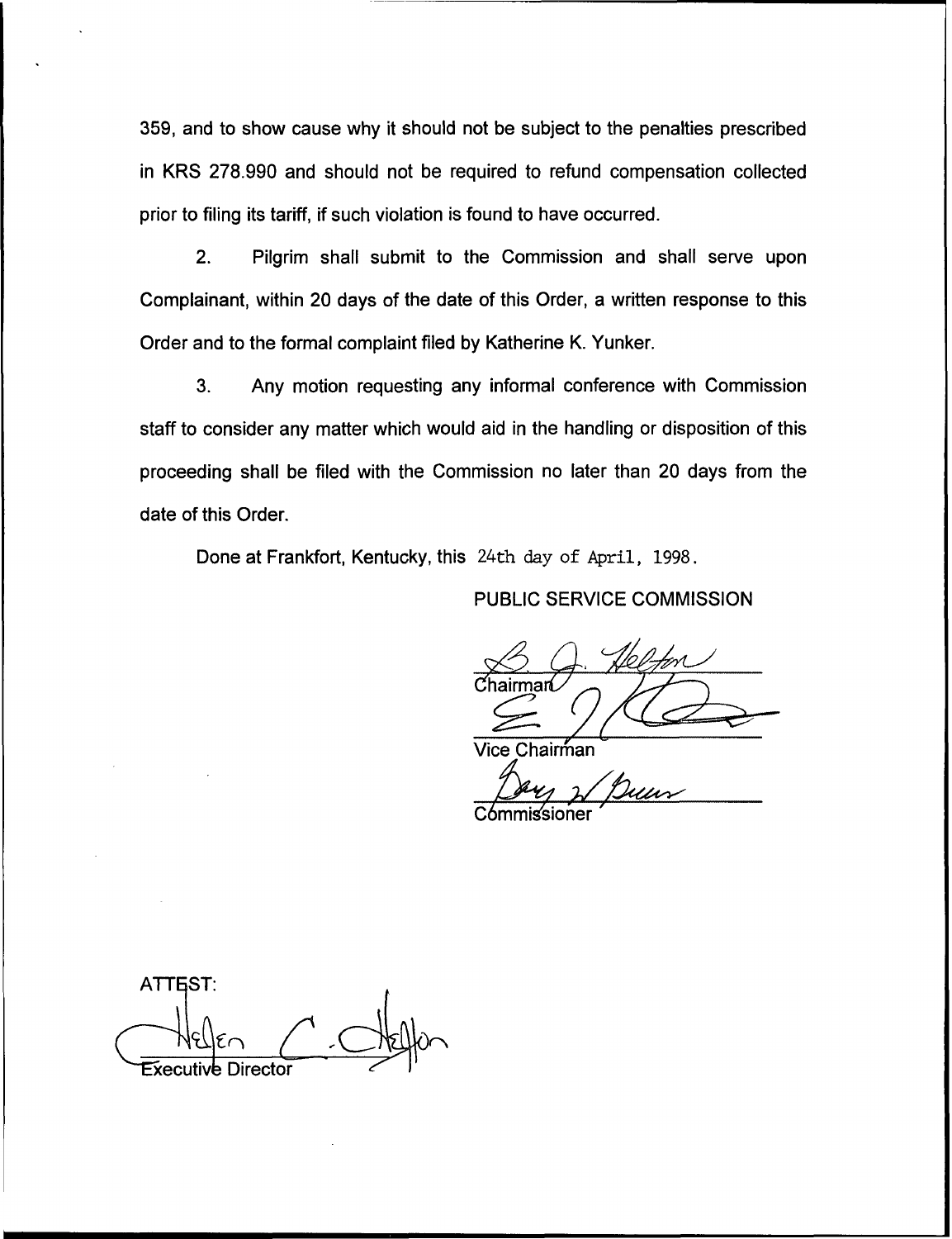359, and to show cause why it should not be subject to the penalties prescribed in KRS 278.990 and should not be required to refund compensation collected prior to filing its tariff, if such violation is found to have occurred.

2. Pilgrim shall submit to the Commission and shall serve upon Complainant, within 20 days of the date of this Order, a written response to this Order and to the formal complaint filed by Katherine K. Yunker.

3. Any motion requesting any informal conference with Commission staff to consider any matter which would aid in the handling or disposition of this proceeding shall be filed with the Commission no later than 20 days from the date of this Order.

Done at Frankfort, Kentucky, this 24th day of April, 1998.

PUBLIC SERVICE COMMISSION

Chairman

Vice Chairman

Commissioner

ATTEST:

Executive Director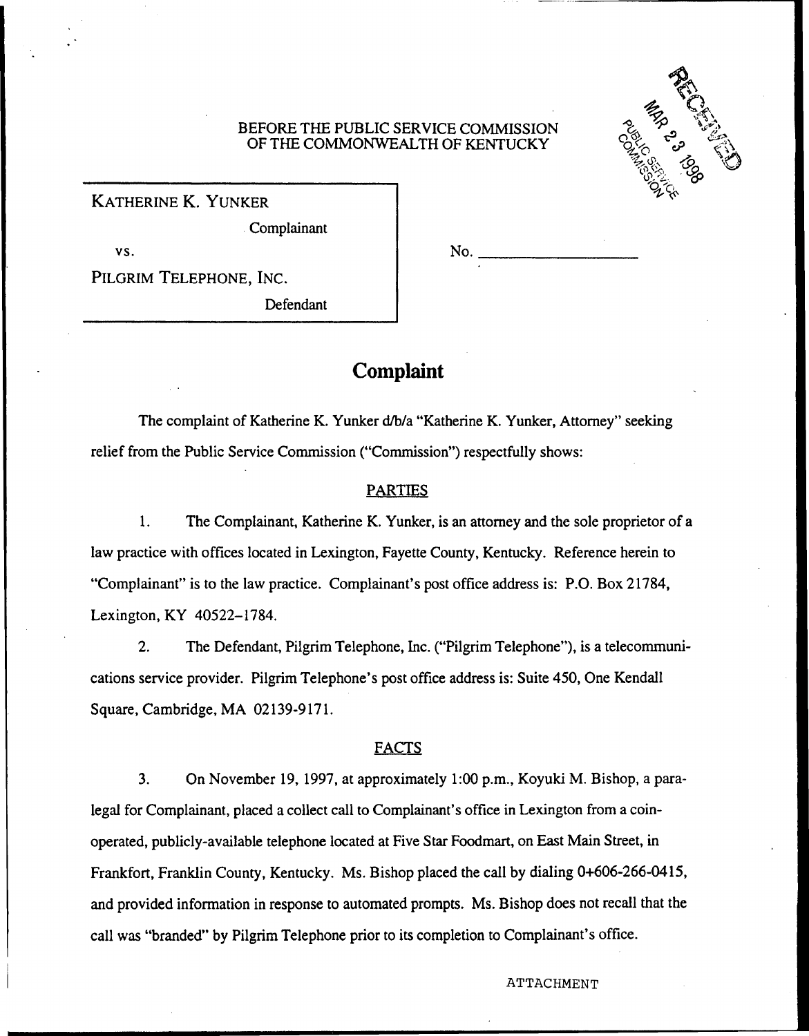BEFORE THE PUBLIC SERVICE COMMISSION
OF THE COMMONWEALTH OF KENTUCKY

RECEIVED
MAR 23 1998
PUBLIC SERVICE COMMISSION

| | |
|---|---|
| KATHERINE K. YUNKER<br>Complainant<br>vs.<br>PILGRIM TELEPHONE, INC.<br>Defendant | No. ______________ |

# Complaint

The complaint of Katherine K. Yunker d/b/a "Katherine K. Yunker, Attorney" seeking relief from the Public Service Commission ("Commission") respectfully shows:

## PARTIES

1. The Complainant, Katherine K. Yunker, is an attorney and the sole proprietor of a law practice with offices located in Lexington, Fayette County, Kentucky. Reference herein to "Complainant" is to the law practice. Complainant's post office address is: P.O. Box 21784, Lexington, KY 40522–1784.

2. The Defendant, Pilgrim Telephone, Inc. ("Pilgrim Telephone"), is a telecommunications service provider. Pilgrim Telephone's post office address is: Suite 450, One Kendall Square, Cambridge, MA 02139-9171.

## FACTS

3. On November 19, 1997, at approximately 1:00 p.m., Koyuki M. Bishop, a paralegal for Complainant, placed a collect call to Complainant's office in Lexington from a coin-operated, publicly-available telephone located at Five Star Foodmart, on East Main Street, in Frankfort, Franklin County, Kentucky. Ms. Bishop placed the call by dialing 0+606-266-0415, and provided information in response to automated prompts. Ms. Bishop does not recall that the call was "branded" by Pilgrim Telephone prior to its completion to Complainant's office.

ATTACHMENT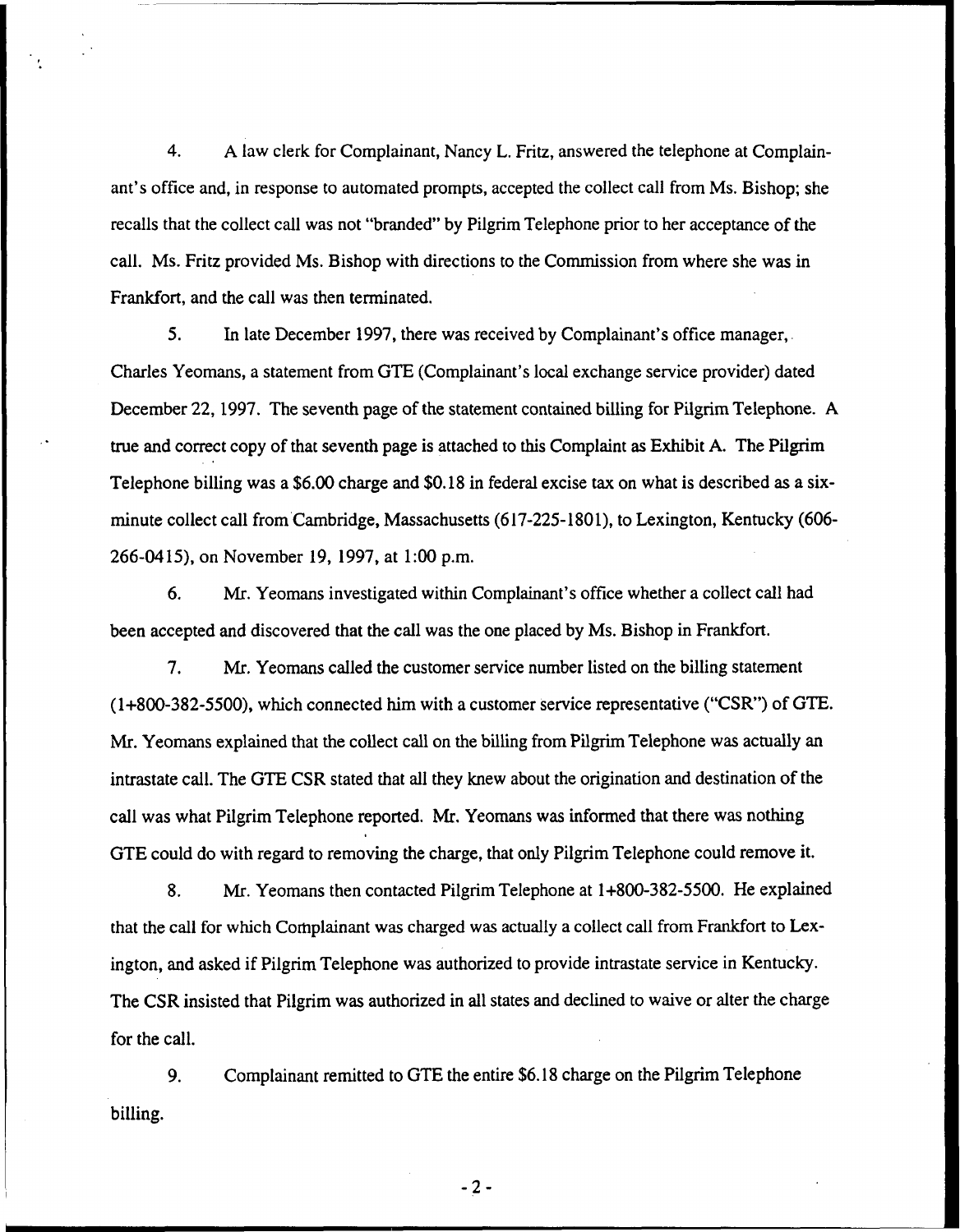4. A law clerk for Complainant, Nancy L. Fritz, answered the telephone at Complainant's office and, in response to automated prompts, accepted the collect call from Ms. Bishop; she recalls that the collect call was not "branded" by Pilgrim Telephone prior to her acceptance of the call. Ms. Fritz provided Ms. Bishop with directions to the Commission from where she was in Frankfort, and the call was then terminated.

5. In late December 1997, there was received by Complainant's office manager, Charles Yeomans, a statement from GTE (Complainant's local exchange service provider) dated December 22, 1997. The seventh page of the statement contained billing for Pilgrim Telephone. A true and correct copy of that seventh page is attached to this Complaint as Exhibit A. The Pilgrim Telephone billing was a $6.00 charge and $0.18 in federal excise tax on what is described as a six-minute collect call from Cambridge, Massachusetts (617-225-1801), to Lexington, Kentucky (606-266-0415), on November 19, 1997, at 1:00 p.m.

6. Mr. Yeomans investigated within Complainant's office whether a collect call had been accepted and discovered that the call was the one placed by Ms. Bishop in Frankfort.

7. Mr. Yeomans called the customer service number listed on the billing statement (1+800-382-5500), which connected him with a customer service representative ("CSR") of GTE. Mr. Yeomans explained that the collect call on the billing from Pilgrim Telephone was actually an intrastate call. The GTE CSR stated that all they knew about the origination and destination of the call was what Pilgrim Telephone reported. Mr. Yeomans was informed that there was nothing GTE could do with regard to removing the charge, that only Pilgrim Telephone could remove it.

8. Mr. Yeomans then contacted Pilgrim Telephone at 1+800-382-5500. He explained that the call for which Complainant was charged was actually a collect call from Frankfort to Lexington, and asked if Pilgrim Telephone was authorized to provide intrastate service in Kentucky. The CSR insisted that Pilgrim was authorized in all states and declined to waive or alter the charge for the call.

9. Complainant remitted to GTE the entire $6.18 charge on the Pilgrim Telephone billing.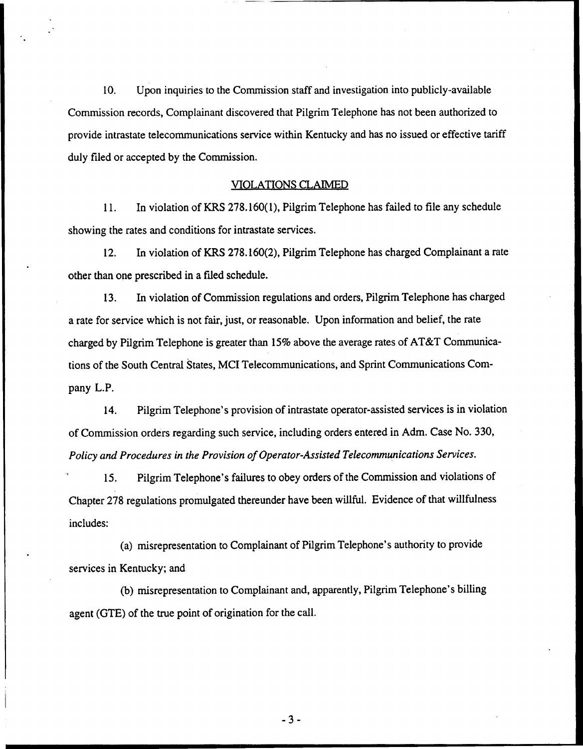10. Upon inquiries to the Commission staff and investigation into publicly-available Commission records, Complainant discovered that Pilgrim Telephone has not been authorized to provide intrastate telecommunications service within Kentucky and has no issued or effective tariff duly filed or accepted by the Commission.

## VIOLATIONS CLAIMED

11. In violation of KRS 278.160(1), Pilgrim Telephone has failed to file any schedule showing the rates and conditions for intrastate services.

12. In violation of KRS 278.160(2), Pilgrim Telephone has charged Complainant a rate other than one prescribed in a filed schedule.

13. In violation of Commission regulations and orders, Pilgrim Telephone has charged a rate for service which is not fair, just, or reasonable. Upon information and belief, the rate charged by Pilgrim Telephone is greater than 15% above the average rates of AT&T Communications of the South Central States, MCI Telecommunications, and Sprint Communications Company L.P.

14. Pilgrim Telephone's provision of intrastate operator-assisted services is in violation of Commission orders regarding such service, including orders entered in Adm. Case No. 330, *Policy and Procedures in the Provision of Operator-Assisted Telecommunications Services.*

15. Pilgrim Telephone's failures to obey orders of the Commission and violations of Chapter 278 regulations promulgated thereunder have been willful. Evidence of that willfulness includes:

(a) misrepresentation to Complainant of Pilgrim Telephone's authority to provide services in Kentucky; and

(b) misrepresentation to Complainant and, apparently, Pilgrim Telephone's billing agent (GTE) of the true point of origination for the call.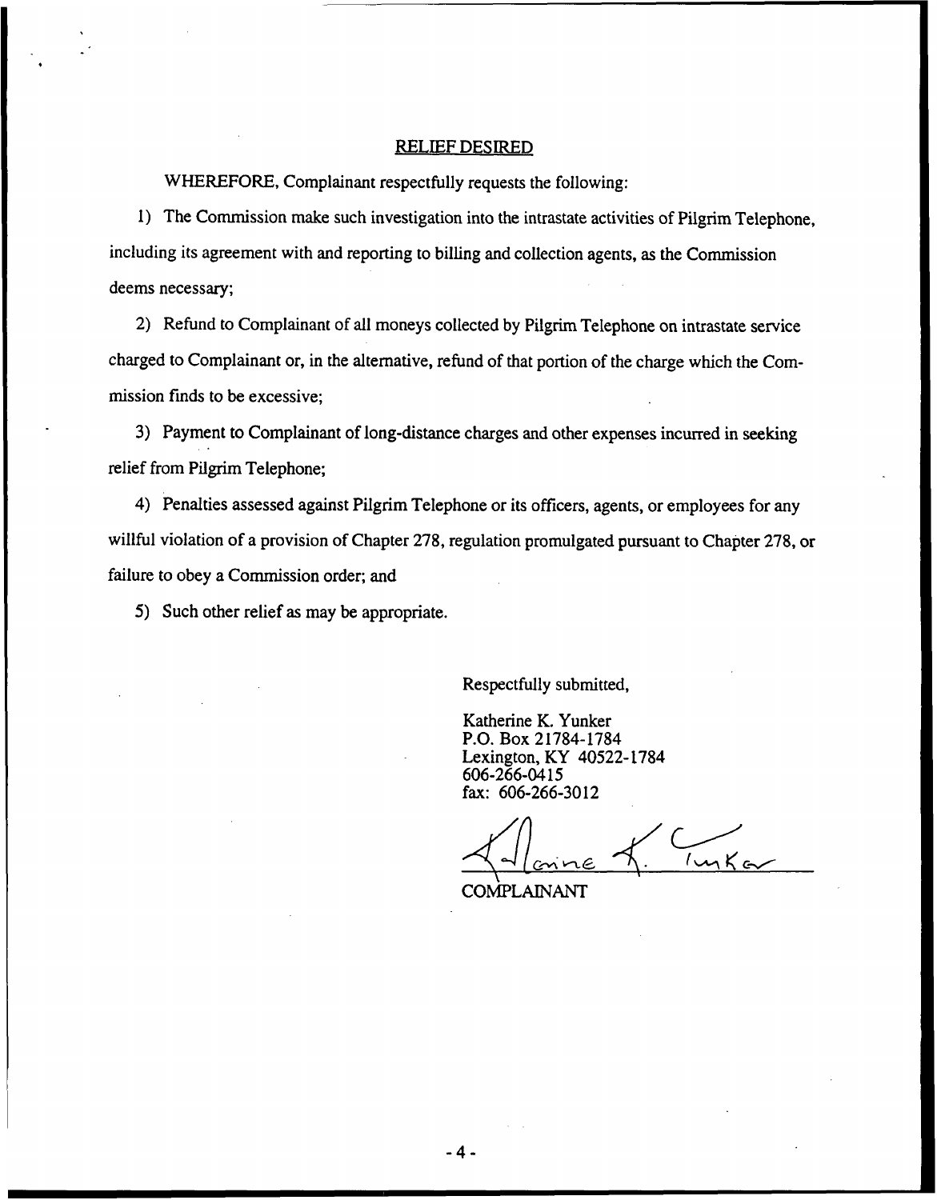## RELIEF DESIRED

WHEREFORE, Complainant respectfully requests the following:

1) The Commission make such investigation into the intrastate activities of Pilgrim Telephone, including its agreement with and reporting to billing and collection agents, as the Commission deems necessary;

2) Refund to Complainant of all moneys collected by Pilgrim Telephone on intrastate service charged to Complainant or, in the alternative, refund of that portion of the charge which the Commission finds to be excessive;

3) Payment to Complainant of long-distance charges and other expenses incurred in seeking relief from Pilgrim Telephone;

4) Penalties assessed against Pilgrim Telephone or its officers, agents, or employees for any willful violation of a provision of Chapter 278, regulation promulgated pursuant to Chapter 278, or failure to obey a Commission order; and

5) Such other relief as may be appropriate.

Respectfully submitted,

Katherine K. Yunker
P.O. Box 21784-1784
Lexington, KY 40522-1784
606-266-0415
fax: 606-266-3012

COMPLAINANT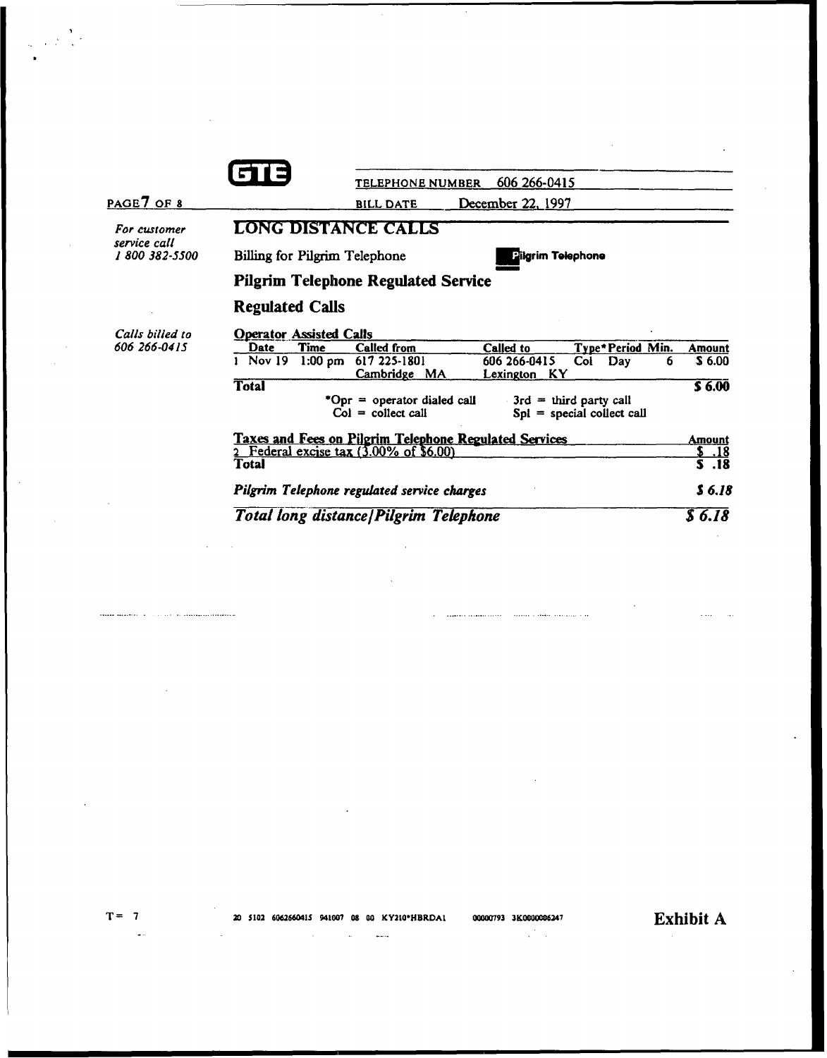GTE

TELEPHONE NUMBER 606 266-0415

PAGE 7 OF 8

BILL DATE December 22, 1997

*For customer service call 1 800 382-5500*

## LONG DISTANCE CALLS

Billing for Pilgrim Telephone

Pilgrim Telephone

### Pilgrim Telephone Regulated Service

### Regulated Calls

*Calls billed to 606 266-0415*

**Operator Assisted Calls**

| Date | Time | Called from | Called to | Type* | Period | Min. | Amount |
|---|---|---|---|---|---|---|---|
| 1 Nov 19 | 1:00 pm | 617 225-1801 Cambridge MA | 606 266-0415 Lexington KY | Col | Day | 6 | $ 6.00 |
| **Total** | | | | | | | **$ 6.00** |

*Opr = operator dialed call
Col = collect call
3rd = third party call
Spl = special collect call

| Taxes and Fees on Pilgrim Telephone Regulated Services | Amount |
|---|---|
| 2 Federal excise tax (3.00% of $6.00) | $ .18 |
| **Total** | **$ .18** |

*Pilgrim Telephone regulated service charges* ***$ 6.18***

***Total long distance/Pilgrim Telephone*** ***$ 6.18***

T = 7

20 5102 6062660415 941007 08 00 KY210*HBRDA1 00000793 3K0000006247

**Exhibit A**